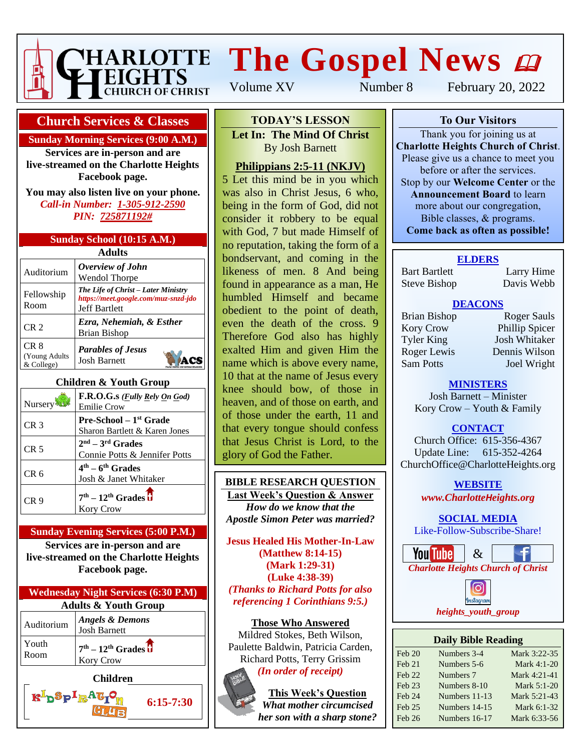# Charlotte Heights Church of Christ

# The Gospel News

Volume XV | Number 8 | February 20, 2022

## Church Services & Classes

### Sunday Morning Services (9:00 A.M.)

**Services are in-person and are live-streamed on the Charlotte Heights Facebook page.**

**You may also listen live on your phone.**
***Call-in Number: 1-305-912-2590***
***PIN: 725871192#***

### Sunday School (10:15 A.M.)

**Adults**

| Room | Class |
|---|---|
| Auditorium | ***Overview of John*** Wendol Thorpe |
| Fellowship Room | ***The Life of Christ – Later Ministry*** *https://meet.google.com/muz-snzd-jdo* Jeff Bartlett |
| CR 2 | ***Ezra, Nehemiah, & Esther*** Brian Bishop |
| CR 8 (Young Adults & College) | ***Parables of Jesus*** Josh Barnett (YACS) |

**Children & Youth Group**

| Room | Class |
|---|---|
| Nursery | **F.R.O.G.s** ***(Fully Rely On God)*** Emilie Crow |
| CR 3 | **Pre-School – 1st Grade** Sharon Bartlett & Karen Jones |
| CR 5 | **2nd – 3rd Grades** Connie Potts & Jennifer Potts |
| CR 6 | **4th – 6th Grades** Josh & Janet Whitaker |
| CR 9 | **7th – 12th Grades** Kory Crow |

### Sunday Evening Services (5:00 P.M.)

**Services are in-person and are live-streamed on the Charlotte Heights Facebook page.**

### Wednesday Night Services (6:30 P.M)

**Adults & Youth Group**

| Room | Class |
|---|---|
| Auditorium | ***Angels & Demons*** Josh Barnett |
| Youth Room | **7th – 12th Grades** Kory Crow |

**Children**

KidSpiration Club — **6:15-7:30**

## TODAY'S LESSON

**Let In: The Mind Of Christ**
By Josh Barnett

**Philippians 2:5-11 (NKJV)**

5 Let this mind be in you which was also in Christ Jesus, 6 who, being in the form of God, did not consider it robbery to be equal with God, 7 but made Himself of no reputation, taking the form of a bondservant, and coming in the likeness of men. 8 And being found in appearance as a man, He humbled Himself and became obedient to the point of death, even the death of the cross. 9 Therefore God also has highly exalted Him and given Him the name which is above every name, 10 that at the name of Jesus every knee should bow, of those in heaven, and of those on earth, and of those under the earth, 11 and that every tongue should confess that Jesus Christ is Lord, to the glory of God the Father.

## BIBLE RESEARCH QUESTION

**Last Week's Question & Answer**

***How do we know that the Apostle Simon Peter was married?***

**Jesus Healed His Mother-In-Law**
**(Matthew 8:14-15)**
**(Mark 1:29-31)**
**(Luke 4:38-39)**
***(Thanks to Richard Potts for also referencing 1 Corinthians 9:5.)***

**Those Who Answered**

Mildred Stokes, Beth Wilson, Paulette Baldwin, Patricia Carden, Richard Potts, Terry Grissim
***(In order of receipt)***

**This Week's Question**

***What mother circumcised her son with a sharp stone?***

## To Our Visitors

Thank you for joining us at **Charlotte Heights Church of Christ**. Please give us a chance to meet you before or after the services. Stop by our **Welcome Center** or the **Announcement Board** to learn more about our congregation, Bible classes, & programs.
**Come back as often as possible!**

### ELDERS

Bart Bartlett, Larry Hime, Steve Bishop, Davis Webb

### DEACONS

Brian Bishop, Roger Sauls, Kory Crow, Phillip Spicer, Tyler King, Josh Whitaker, Roger Lewis, Dennis Wilson, Sam Potts, Joel Wright

### MINISTERS

Josh Barnett – Minister
Kory Crow – Youth & Family

### CONTACT

Church Office: 615-356-4367
Update Line: 615-352-4264
ChurchOffice@CharlotteHeights.org

### WEBSITE

***www.CharlotteHeights.org***

### SOCIAL MEDIA

Like-Follow-Subscribe-Share!

YouTube & Facebook
***Charlotte Heights Church of Christ***

Instagram
***heights_youth_group***

## Daily Bible Reading

| Date | Old Testament | New Testament |
|---|---|---|
| Feb 20 | Numbers 3-4 | Mark 3:22-35 |
| Feb 21 | Numbers 5-6 | Mark 4:1-20 |
| Feb 22 | Numbers 7 | Mark 4:21-41 |
| Feb 23 | Numbers 8-10 | Mark 5:1-20 |
| Feb 24 | Numbers 11-13 | Mark 5:21-43 |
| Feb 25 | Numbers 14-15 | Mark 6:1-32 |
| Feb 26 | Numbers 16-17 | Mark 6:33-56 |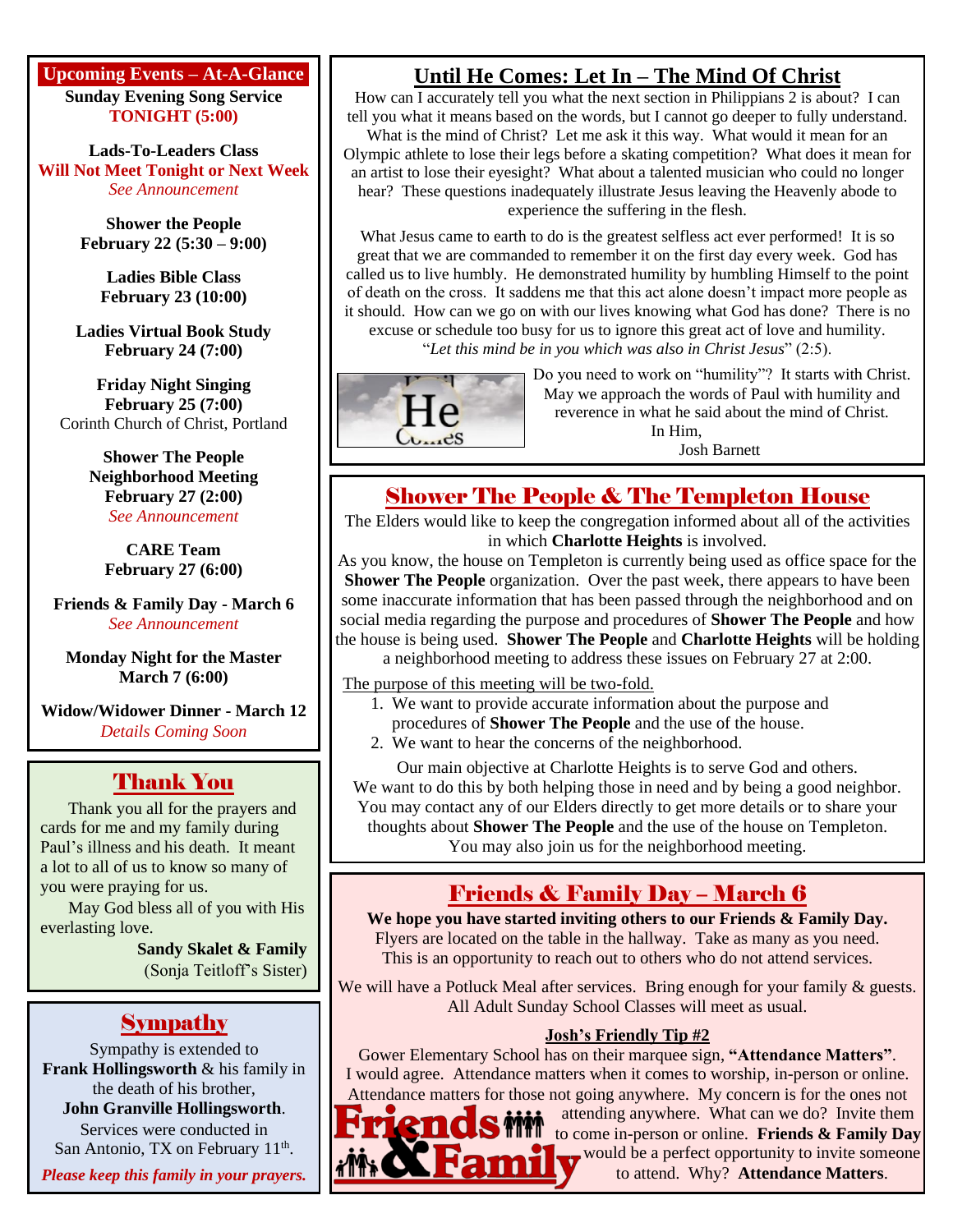## Upcoming Events – At-A-Glance

**Sunday Evening Song Service**
**TONIGHT (5:00)**

**Lads-To-Leaders Class**
**Will Not Meet Tonight or Next Week**
*See Announcement*

**Shower the People**
**February 22 (5:30 – 9:00)**

**Ladies Bible Class**
**February 23 (10:00)**

**Ladies Virtual Book Study**
**February 24 (7:00)**

**Friday Night Singing**
**February 25 (7:00)**
Corinth Church of Christ, Portland

**Shower The People**
**Neighborhood Meeting**
**February 27 (2:00)**
*See Announcement*

**CARE Team**
**February 27 (6:00)**

**Friends & Family Day - March 6**
*See Announcement*

**Monday Night for the Master**
**March 7 (6:00)**

**Widow/Widower Dinner - March 12**
*Details Coming Soon*

## Thank You

Thank you all for the prayers and cards for me and my family during Paul's illness and his death. It meant a lot to all of us to know so many of you were praying for us.

May God bless all of you with His everlasting love.

**Sandy Skalet & Family**
(Sonja Teitloff's Sister)

## Sympathy

Sympathy is extended to **Frank Hollingsworth** & his family in the death of his brother, **John Granville Hollingsworth**. Services were conducted in San Antonio, TX on February 11th.

***Please keep this family in your prayers.***

## Until He Comes: Let In – The Mind Of Christ

How can I accurately tell you what the next section in Philippians 2 is about? I can tell you what it means based on the words, but I cannot go deeper to fully understand. What is the mind of Christ? Let me ask it this way. What would it mean for an Olympic athlete to lose their legs before a skating competition? What does it mean for an artist to lose their eyesight? What about a talented musician who could no longer hear? These questions inadequately illustrate Jesus leaving the Heavenly abode to experience the suffering in the flesh.

What Jesus came to earth to do is the greatest selfless act ever performed! It is so great that we are commanded to remember it on the first day every week. God has called us to live humbly. He demonstrated humility by humbling Himself to the point of death on the cross. It saddens me that this act alone doesn't impact more people as it should. How can we go on with our lives knowing what God has done? There is no excuse or schedule too busy for us to ignore this great act of love and humility. "*Let this mind be in you which was also in Christ Jesus*" (2:5).

Do you need to work on "humility"? It starts with Christ. May we approach the words of Paul with humility and reverence in what he said about the mind of Christ.

In Him,
Josh Barnett

## Shower The People & The Templeton House

The Elders would like to keep the congregation informed about all of the activities in which **Charlotte Heights** is involved.

As you know, the house on Templeton is currently being used as office space for the **Shower The People** organization. Over the past week, there appears to have been some inaccurate information that has been passed through the neighborhood and on social media regarding the purpose and procedures of **Shower The People** and how the house is being used. **Shower The People** and **Charlotte Heights** will be holding a neighborhood meeting to address these issues on February 27 at 2:00.

The purpose of this meeting will be two-fold.

1. We want to provide accurate information about the purpose and procedures of **Shower The People** and the use of the house.
2. We want to hear the concerns of the neighborhood.

Our main objective at Charlotte Heights is to serve God and others. We want to do this by both helping those in need and by being a good neighbor. You may contact any of our Elders directly to get more details or to share your thoughts about **Shower The People** and the use of the house on Templeton. You may also join us for the neighborhood meeting.

## Friends & Family Day – March 6

**We hope you have started inviting others to our Friends & Family Day.** Flyers are located on the table in the hallway. Take as many as you need. This is an opportunity to reach out to others who do not attend services.

We will have a Potluck Meal after services. Bring enough for your family & guests. All Adult Sunday School Classes will meet as usual.

### Josh's Friendly Tip #2

Gower Elementary School has on their marquee sign, **"Attendance Matters"**. I would agree. Attendance matters when it comes to worship, in-person or online. Attendance matters for those not going anywhere. My concern is for the ones not attending anywhere. What can we do? Invite them to come in-person or online. **Friends & Family Day** would be a perfect opportunity to invite someone to attend. Why? **Attendance Matters**.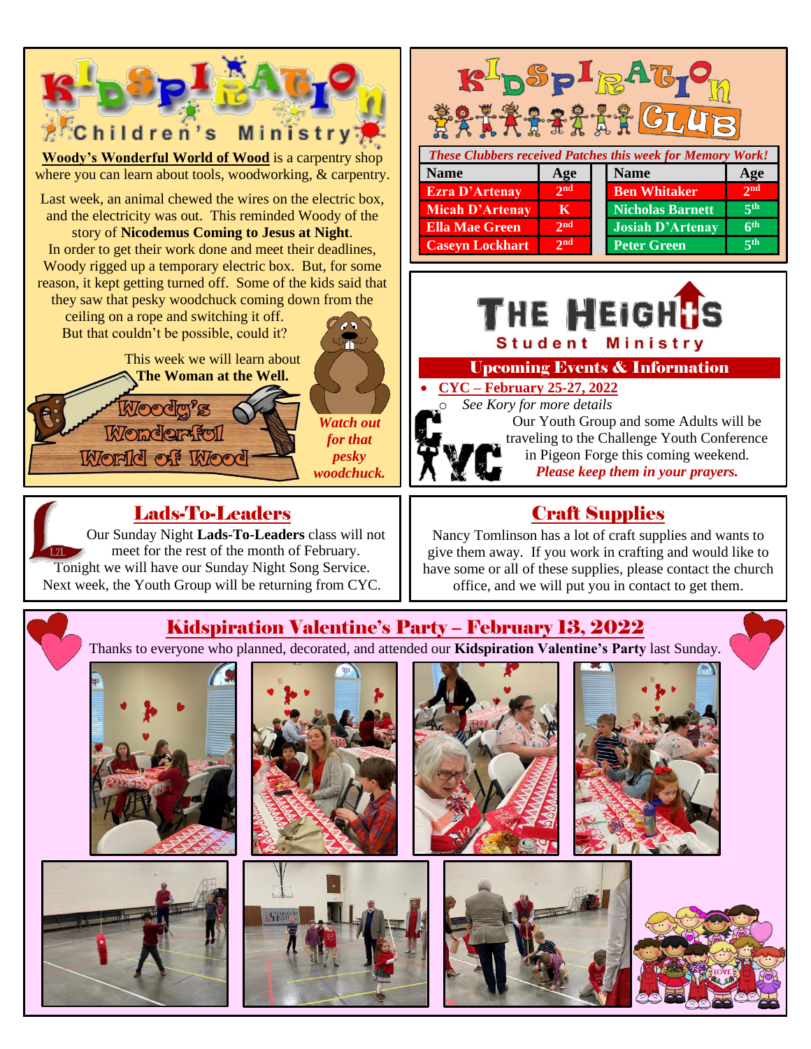# Kidspiration Children's Ministry

**Woody's Wonderful World of Wood** is a carpentry shop where you can learn about tools, woodworking, & carpentry.

Last week, an animal chewed the wires on the electric box, and the electricity was out. This reminded Woody of the story of **Nicodemus Coming to Jesus at Night**. In order to get their work done and meet their deadlines, Woody rigged up a temporary electric box. But, for some reason, it kept getting turned off. Some of the kids said that they saw that pesky woodchuck coming down from the ceiling on a rope and switching it off. But that couldn't be possible, could it?

This week we will learn about **The Woman at the Well.**

Woody's Wonderful World of Wood

*Watch out for that pesky woodchuck.*

# Kidspiration Club

*These Clubbers received Patches this week for Memory Work!*

| Name | Age | Name | Age |
|---|---|---|---|
| Ezra D'Artenay | 2nd | Ben Whitaker | 2nd |
| Micah D'Artenay | K | Nicholas Barnett | 5th |
| Ella Mae Green | 2nd | Josiah D'Artenay | 6th |
| Caseyn Lockhart | 2nd | Peter Green | 5th |

# The Heights Student Ministry

## Upcoming Events & Information

- **CYC – February 25-27, 2022**
  - *See Kory for more details*

Our Youth Group and some Adults will be traveling to the Challenge Youth Conference in Pigeon Forge this coming weekend. *Please keep them in your prayers.*

## Lads-To-Leaders

Our Sunday Night **Lads-To-Leaders** class will not meet for the rest of the month of February. Tonight we will have our Sunday Night Song Service. Next week, the Youth Group will be returning from CYC.

## Craft Supplies

Nancy Tomlinson has a lot of craft supplies and wants to give them away. If you work in crafting and would like to have some or all of these supplies, please contact the church office, and we will put you in contact to get them.

## Kidspiration Valentine's Party – February 13, 2022

Thanks to everyone who planned, decorated, and attended our **Kidspiration Valentine's Party** last Sunday.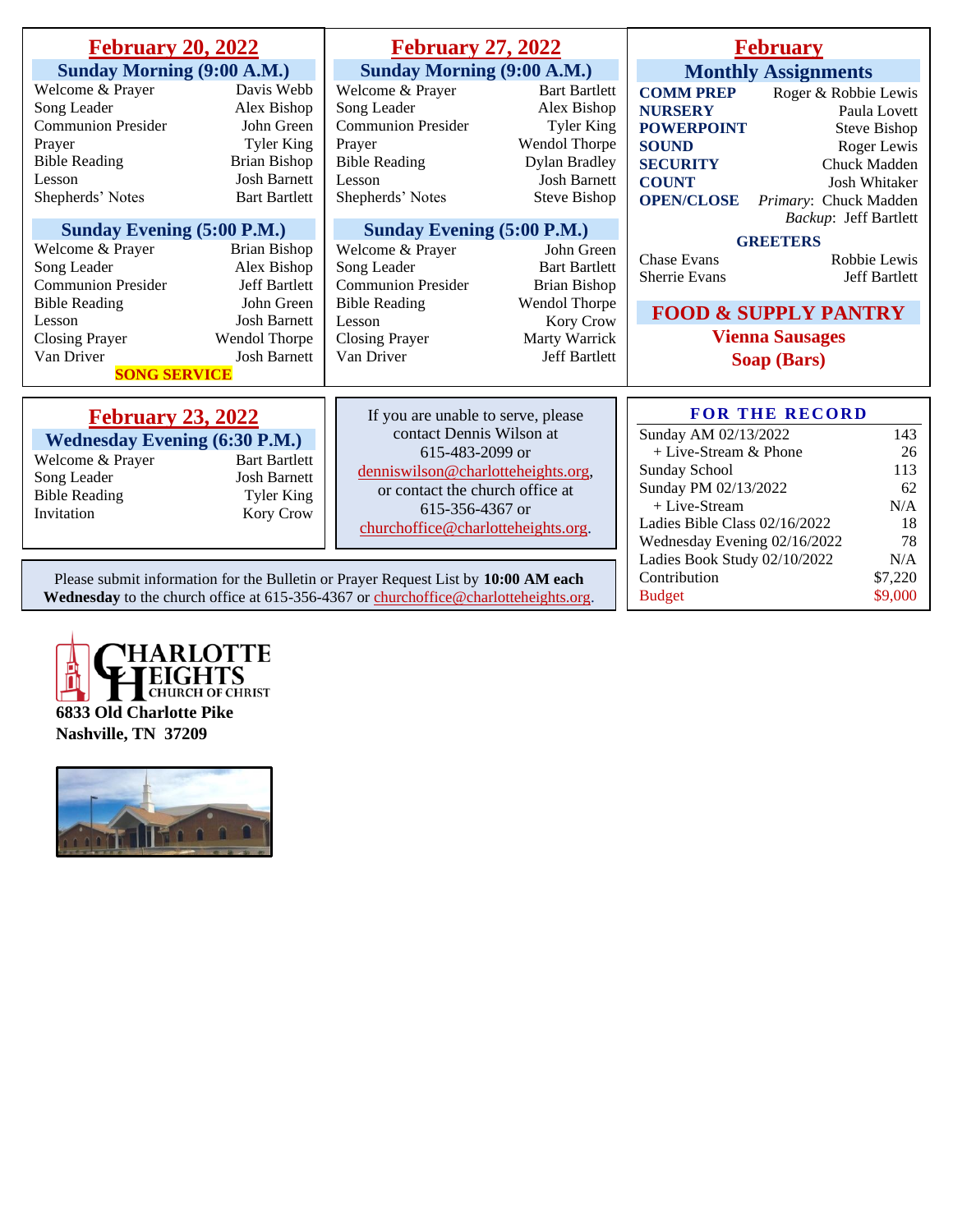## February 20, 2022

### Sunday Morning (9:00 A.M.)

| | |
|---|---|
| Welcome & Prayer | Davis Webb |
| Song Leader | Alex Bishop |
| Communion Presider | John Green |
| Prayer | Tyler King |
| Bible Reading | Brian Bishop |
| Lesson | Josh Barnett |
| Shepherds' Notes | Bart Bartlett |

### Sunday Evening (5:00 P.M.)

| | |
|---|---|
| Welcome & Prayer | Brian Bishop |
| Song Leader | Alex Bishop |
| Communion Presider | Jeff Bartlett |
| Bible Reading | John Green |
| Lesson | Josh Barnett |
| Closing Prayer | Wendol Thorpe |
| Van Driver | Josh Barnett |

**SONG SERVICE**

## February 27, 2022

### Sunday Morning (9:00 A.M.)

| | |
|---|---|
| Welcome & Prayer | Bart Bartlett |
| Song Leader | Alex Bishop |
| Communion Presider | Tyler King |
| Prayer | Wendol Thorpe |
| Bible Reading | Dylan Bradley |
| Lesson | Josh Barnett |
| Shepherds' Notes | Steve Bishop |

### Sunday Evening (5:00 P.M.)

| | |
|---|---|
| Welcome & Prayer | John Green |
| Song Leader | Bart Bartlett |
| Communion Presider | Brian Bishop |
| Bible Reading | Wendol Thorpe |
| Lesson | Kory Crow |
| Closing Prayer | Marty Warrick |
| Van Driver | Jeff Bartlett |

## February

### Monthly Assignments

| | |
|---|---|
| **COMM PREP** | Roger & Robbie Lewis |
| **NURSERY** | Paula Lovett |
| **POWERPOINT** | Steve Bishop |
| **SOUND** | Roger Lewis |
| **SECURITY** | Chuck Madden |
| **COUNT** | Josh Whitaker |
| **OPEN/CLOSE** | *Primary*: Chuck Madden<br>*Backup*: Jeff Bartlett |

**GREETERS**

| | |
|---|---|
| Chase Evans | Robbie Lewis |
| Sherrie Evans | Jeff Bartlett |

### FOOD & SUPPLY PANTRY

**Vienna Sausages**

**Soap (Bars)**

## February 23, 2022

### Wednesday Evening (6:30 P.M.)

| | |
|---|---|
| Welcome & Prayer | Bart Bartlett |
| Song Leader | Josh Barnett |
| Bible Reading | Tyler King |
| Invitation | Kory Crow |

If you are unable to serve, please contact Dennis Wilson at 615-483-2099 or denniswilson@charlotteheights.org, or contact the church office at 615-356-4367 or churchoffice@charlotteheights.org.

Please submit information for the Bulletin or Prayer Request List by **10:00 AM each Wednesday** to the church office at 615-356-4367 or churchoffice@charlotteheights.org.

### FOR THE RECORD

| | |
|---|---|
| Sunday AM 02/13/2022 | 143 |
| + Live-Stream & Phone | 26 |
| Sunday School | 113 |
| Sunday PM 02/13/2022 | 62 |
| + Live-Stream | N/A |
| Ladies Bible Class 02/16/2022 | 18 |
| Wednesday Evening 02/16/2022 | 78 |
| Ladies Book Study 02/10/2022 | N/A |
| Contribution | $7,220 |
| Budget | $9,000 |

**CHARLOTTE HEIGHTS CHURCH OF CHRIST**

**6833 Old Charlotte Pike**
**Nashville, TN 37209**